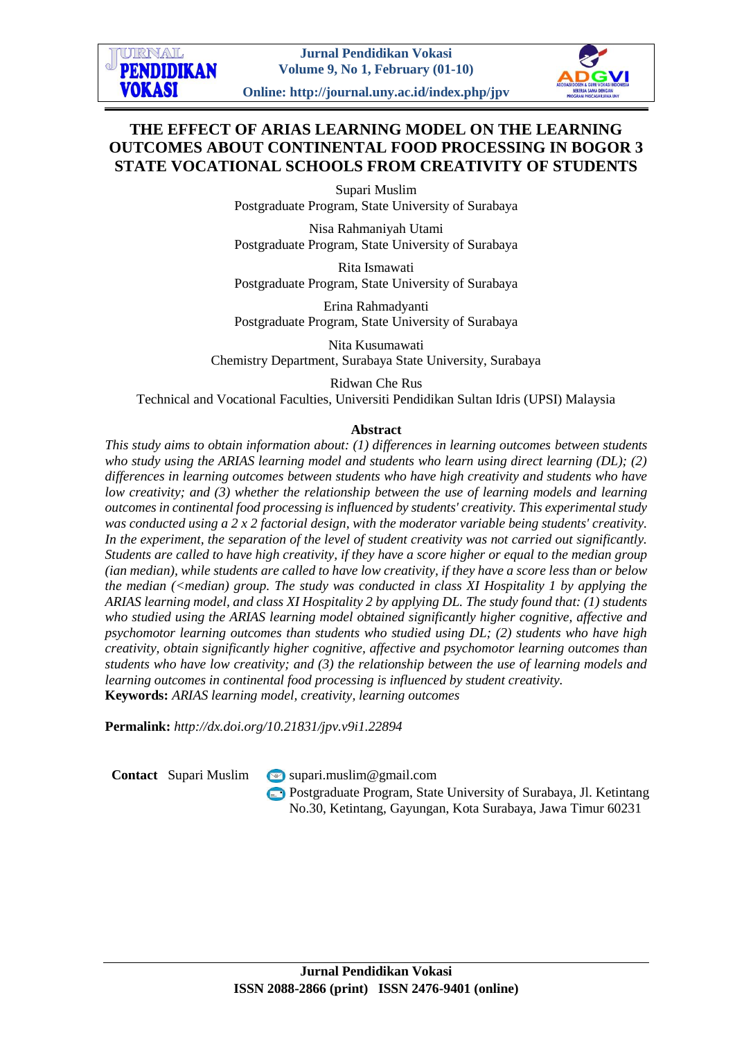# THE EFFECT OF ARIAS LEARNING MODEL ON THE LEARNING OUTCOMES ABOUT CONTINENTAL FOOD PROCESSING IN BOGOR 3 STATE VOCATIONAL SCHOOLS FROM CREATIVITY OF STUDENTS

Supari Muslim
Postgraduate Program, State University of Surabaya

Nisa Rahmaniyah Utami
Postgraduate Program, State University of Surabaya

Rita Ismawati
Postgraduate Program, State University of Surabaya

Erina Rahmadyanti
Postgraduate Program, State University of Surabaya

Nita Kusumawati
Chemistry Department, Surabaya State University, Surabaya

Ridwan Che Rus
Technical and Vocational Faculties, Universiti Pendidikan Sultan Idris (UPSI) Malaysia

**Abstract**

*This study aims to obtain information about: (1) differences in learning outcomes between students who study using the ARIAS learning model and students who learn using direct learning (DL); (2) differences in learning outcomes between students who have high creativity and students who have low creativity; and (3) whether the relationship between the use of learning models and learning outcomes in continental food processing is influenced by students' creativity. This experimental study was conducted using a 2 x 2 factorial design, with the moderator variable being students' creativity. In the experiment, the separation of the level of student creativity was not carried out significantly. Students are called to have high creativity, if they have a score higher or equal to the median group (ian median), while students are called to have low creativity, if they have a score less than or below the median (<median) group. The study was conducted in class XI Hospitality 1 by applying the ARIAS learning model, and class XI Hospitality 2 by applying DL. The study found that: (1) students who studied using the ARIAS learning model obtained significantly higher cognitive, affective and psychomotor learning outcomes than students who studied using DL; (2) students who have high creativity, obtain significantly higher cognitive, affective and psychomotor learning outcomes than students who have low creativity; and (3) the relationship between the use of learning models and learning outcomes in continental food processing is influenced by student creativity.*

**Keywords:** *ARIAS learning model, creativity, learning outcomes*

**Permalink:** *http://dx.doi.org/10.21831/jpv.v9i1.22894*

**Contact** Supari Muslim
supari.muslim@gmail.com
Postgraduate Program, State University of Surabaya, Jl. Ketintang No.30, Ketintang, Gayungan, Kota Surabaya, Jawa Timur 60231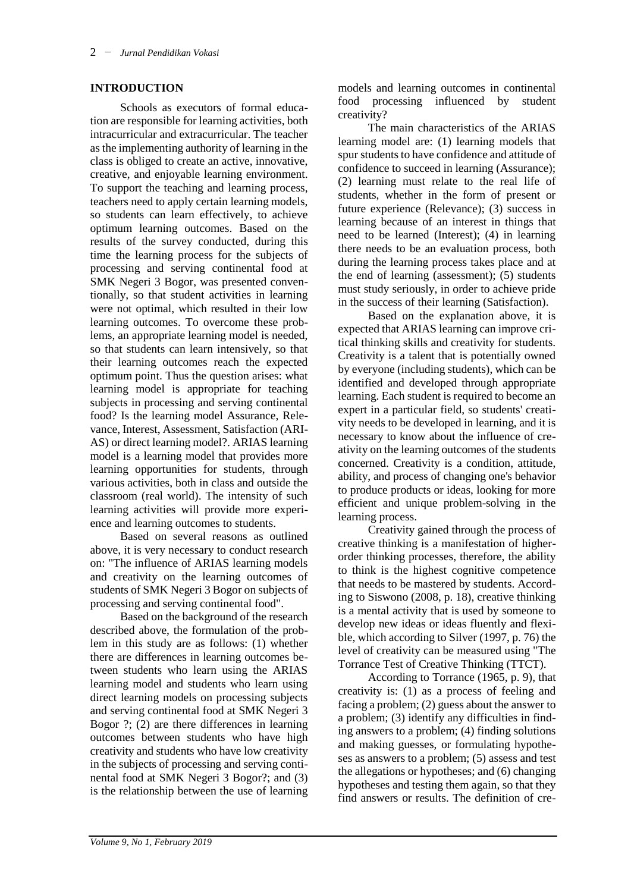## INTRODUCTION

Schools as executors of formal education are responsible for learning activities, both intracurricular and extracurricular. The teacher as the implementing authority of learning in the class is obliged to create an active, innovative, creative, and enjoyable learning environment. To support the teaching and learning process, teachers need to apply certain learning models, so students can learn effectively, to achieve optimum learning outcomes. Based on the results of the survey conducted, during this time the learning process for the subjects of processing and serving continental food at SMK Negeri 3 Bogor, was presented conventionally, so that student activities in learning were not optimal, which resulted in their low learning outcomes. To overcome these problems, an appropriate learning model is needed, so that students can learn intensively, so that their learning outcomes reach the expected optimum point. Thus the question arises: what learning model is appropriate for teaching subjects in processing and serving continental food? Is the learning model Assurance, Relevance, Interest, Assessment, Satisfaction (ARIAS) or direct learning model?. ARIAS learning model is a learning model that provides more learning opportunities for students, through various activities, both in class and outside the classroom (real world). The intensity of such learning activities will provide more experience and learning outcomes to students.

Based on several reasons as outlined above, it is very necessary to conduct research on: "The influence of ARIAS learning models and creativity on the learning outcomes of students of SMK Negeri 3 Bogor on subjects of processing and serving continental food".

Based on the background of the research described above, the formulation of the problem in this study are as follows: (1) whether there are differences in learning outcomes between students who learn using the ARIAS learning model and students who learn using direct learning models on processing subjects and serving continental food at SMK Negeri 3 Bogor ?; (2) are there differences in learning outcomes between students who have high creativity and students who have low creativity in the subjects of processing and serving continental food at SMK Negeri 3 Bogor?; and (3) is the relationship between the use of learning models and learning outcomes in continental food processing influenced by student creativity?

The main characteristics of the ARIAS learning model are: (1) learning models that spur students to have confidence and attitude of confidence to succeed in learning (Assurance); (2) learning must relate to the real life of students, whether in the form of present or future experience (Relevance); (3) success in learning because of an interest in things that need to be learned (Interest); (4) in learning there needs to be an evaluation process, both during the learning process takes place and at the end of learning (assessment); (5) students must study seriously, in order to achieve pride in the success of their learning (Satisfaction).

Based on the explanation above, it is expected that ARIAS learning can improve critical thinking skills and creativity for students. Creativity is a talent that is potentially owned by everyone (including students), which can be identified and developed through appropriate learning. Each student is required to become an expert in a particular field, so students' creativity needs to be developed in learning, and it is necessary to know about the influence of creativity on the learning outcomes of the students concerned. Creativity is a condition, attitude, ability, and process of changing one's behavior to produce products or ideas, looking for more efficient and unique problem-solving in the learning process.

Creativity gained through the process of creative thinking is a manifestation of higher-order thinking processes, therefore, the ability to think is the highest cognitive competence that needs to be mastered by students. According to Siswono (2008, p. 18), creative thinking is a mental activity that is used by someone to develop new ideas or ideas fluently and flexible, which according to Silver (1997, p. 76) the level of creativity can be measured using "The Torrance Test of Creative Thinking (TTCT).

According to Torrance (1965, p. 9), that creativity is: (1) as a process of feeling and facing a problem; (2) guess about the answer to a problem; (3) identify any difficulties in finding answers to a problem; (4) finding solutions and making guesses, or formulating hypotheses as answers to a problem; (5) assess and test the allegations or hypotheses; and (6) changing hypotheses and testing them again, so that they find answers or results. The definition of cre-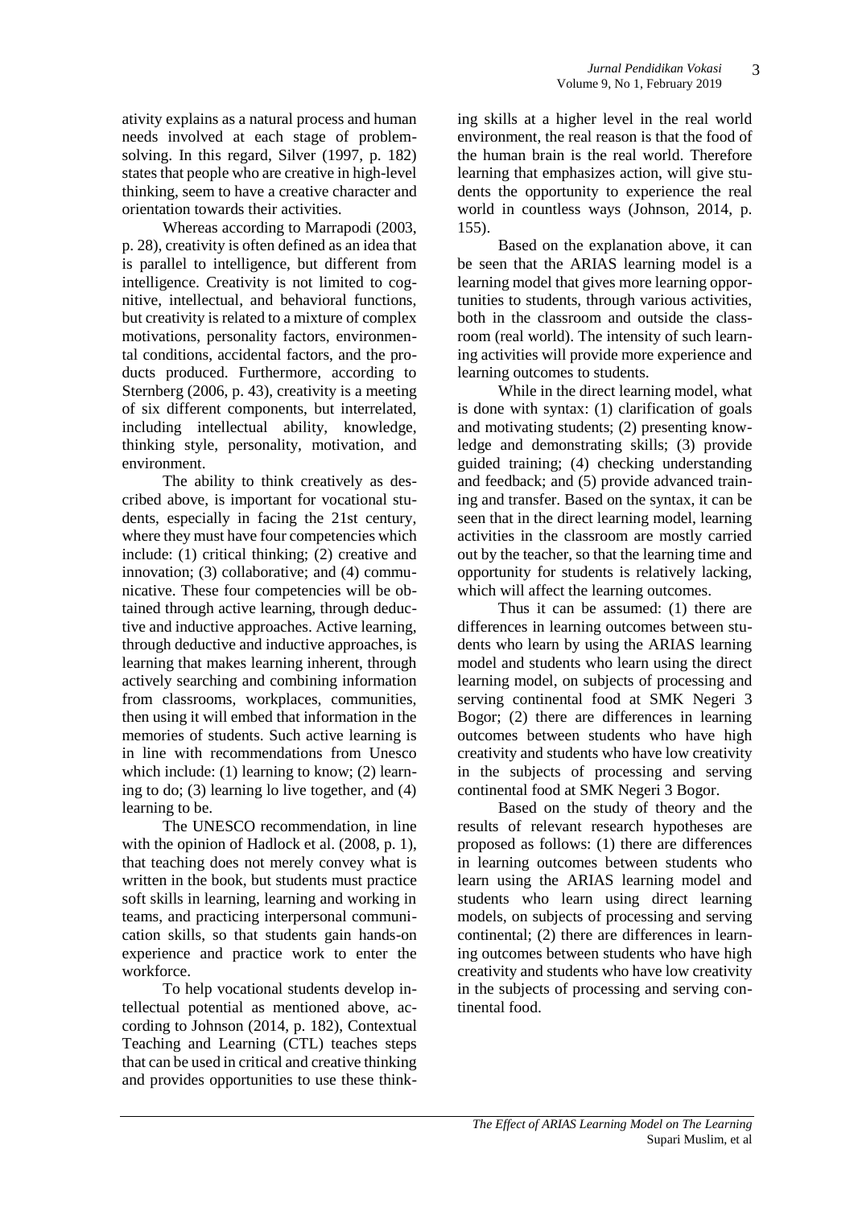ativity explains as a natural process and human needs involved at each stage of problem-solving. In this regard, Silver (1997, p. 182) states that people who are creative in high-level thinking, seem to have a creative character and orientation towards their activities.

Whereas according to Marrapodi (2003, p. 28), creativity is often defined as an idea that is parallel to intelligence, but different from intelligence. Creativity is not limited to cognitive, intellectual, and behavioral functions, but creativity is related to a mixture of complex motivations, personality factors, environmental conditions, accidental factors, and the products produced. Furthermore, according to Sternberg (2006, p. 43), creativity is a meeting of six different components, but interrelated, including intellectual ability, knowledge, thinking style, personality, motivation, and environment.

The ability to think creatively as described above, is important for vocational students, especially in facing the 21st century, where they must have four competencies which include: (1) critical thinking; (2) creative and innovation; (3) collaborative; and (4) communicative. These four competencies will be obtained through active learning, through deductive and inductive approaches. Active learning, through deductive and inductive approaches, is learning that makes learning inherent, through actively searching and combining information from classrooms, workplaces, communities, then using it will embed that information in the memories of students. Such active learning is in line with recommendations from Unesco which include: (1) learning to know; (2) learning to do; (3) learning lo live together, and (4) learning to be.

The UNESCO recommendation, in line with the opinion of Hadlock et al. (2008, p. 1), that teaching does not merely convey what is written in the book, but students must practice soft skills in learning, learning and working in teams, and practicing interpersonal communication skills, so that students gain hands-on experience and practice work to enter the workforce.

To help vocational students develop intellectual potential as mentioned above, according to Johnson (2014, p. 182), Contextual Teaching and Learning (CTL) teaches steps that can be used in critical and creative thinking and provides opportunities to use these thinking skills at a higher level in the real world environment, the real reason is that the food of the human brain is the real world. Therefore learning that emphasizes action, will give students the opportunity to experience the real world in countless ways (Johnson, 2014, p. 155).

Based on the explanation above, it can be seen that the ARIAS learning model is a learning model that gives more learning opportunities to students, through various activities, both in the classroom and outside the classroom (real world). The intensity of such learning activities will provide more experience and learning outcomes to students.

While in the direct learning model, what is done with syntax: (1) clarification of goals and motivating students; (2) presenting knowledge and demonstrating skills; (3) provide guided training; (4) checking understanding and feedback; and (5) provide advanced training and transfer. Based on the syntax, it can be seen that in the direct learning model, learning activities in the classroom are mostly carried out by the teacher, so that the learning time and opportunity for students is relatively lacking, which will affect the learning outcomes.

Thus it can be assumed: (1) there are differences in learning outcomes between students who learn by using the ARIAS learning model and students who learn using the direct learning model, on subjects of processing and serving continental food at SMK Negeri 3 Bogor; (2) there are differences in learning outcomes between students who have high creativity and students who have low creativity in the subjects of processing and serving continental food at SMK Negeri 3 Bogor.

Based on the study of theory and the results of relevant research hypotheses are proposed as follows: (1) there are differences in learning outcomes between students who learn using the ARIAS learning model and students who learn using direct learning models, on subjects of processing and serving continental; (2) there are differences in learning outcomes between students who have high creativity and students who have low creativity in the subjects of processing and serving continental food.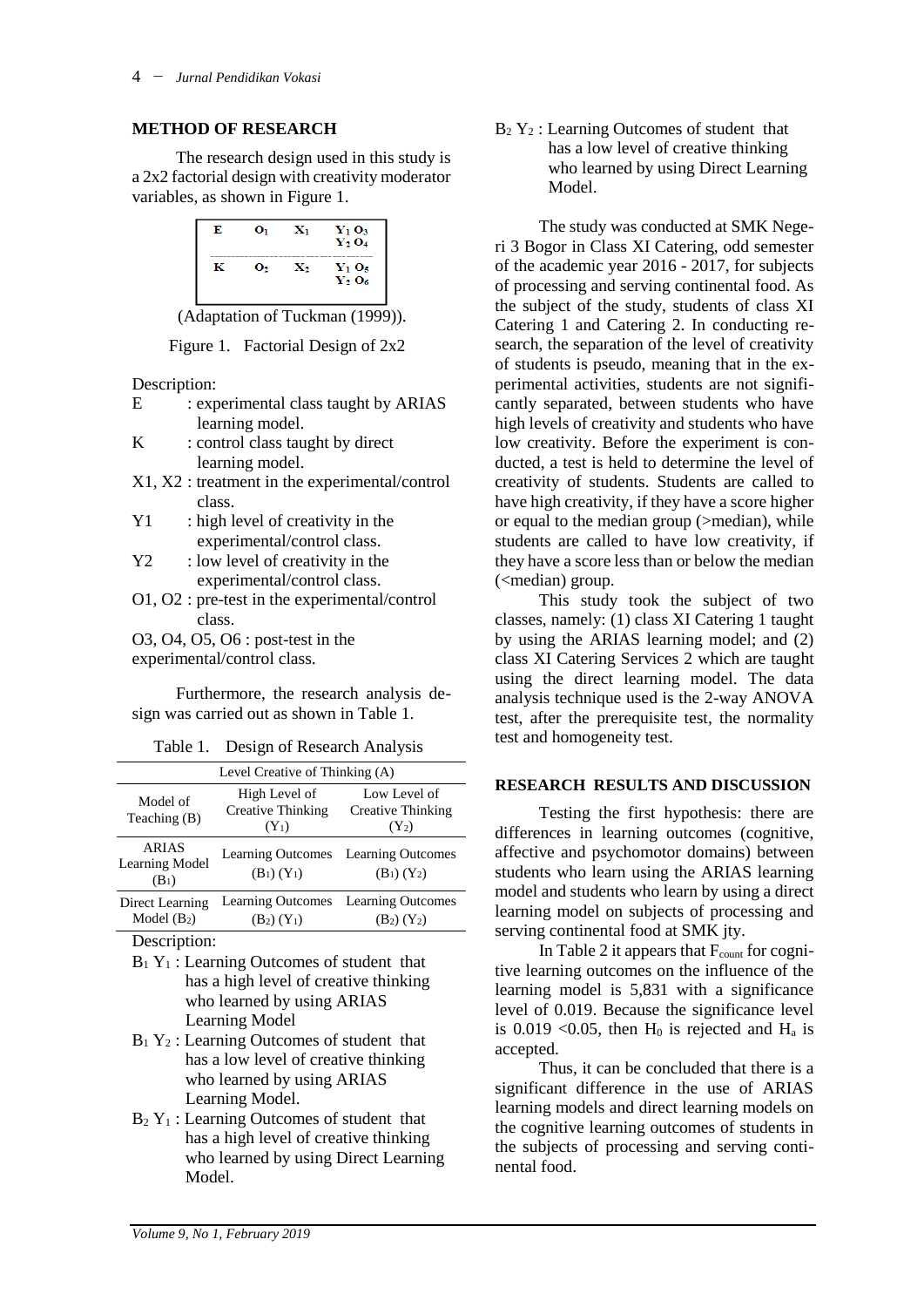## METHOD OF RESEARCH

The research design used in this study is a 2x2 factorial design with creativity moderator variables, as shown in Figure 1.

| E | $O_1$ | $X_1$ | $Y_1$ $O_3$ <br> $Y_2$ $O_4$ |
|---|---|---|---|
| K | $O_2$ | $X_2$ | $Y_1$ $O_5$ <br> $Y_2$ $O_6$ |

(Adaptation of Tuckman (1999)).

Figure 1. Factorial Design of 2x2

Description:

- E : experimental class taught by ARIAS learning model.
- K : control class taught by direct learning model.
- X1, X2 : treatment in the experimental/control class.
- Y1 : high level of creativity in the experimental/control class.
- Y2 : low level of creativity in the experimental/control class.
- O1, O2 : pre-test in the experimental/control class.
- O3, O4, O5, O6 : post-test in the experimental/control class.

Furthermore, the research analysis design was carried out as shown in Table 1.

Table 1. Design of Research Analysis

| | Level Creative of Thinking (A) | |
|---|---|---|
| Model of Teaching (B) | High Level of Creative Thinking ($Y_1$) | Low Level of Creative Thinking ($Y_2$) |
| ARIAS Learning Model ($B_1$) | Learning Outcomes ($B_1$) ($Y_1$) | Learning Outcomes ($B_1$) ($Y_2$) |
| Direct Learning Model ($B_2$) | Learning Outcomes ($B_2$) ($Y_1$) | Learning Outcomes ($B_2$) ($Y_2$) |

Description:

- $B_1$ $Y_1$ : Learning Outcomes of student that has a high level of creative thinking who learned by using ARIAS Learning Model
- $B_1$ $Y_2$ : Learning Outcomes of student that has a low level of creative thinking who learned by using ARIAS Learning Model.
- $B_2$ $Y_1$ : Learning Outcomes of student that has a high level of creative thinking who learned by using Direct Learning Model.
- $B_2$ $Y_2$ : Learning Outcomes of student that has a low level of creative thinking who learned by using Direct Learning Model.

The study was conducted at SMK Negeri 3 Bogor in Class XI Catering, odd semester of the academic year 2016 - 2017, for subjects of processing and serving continental food. As the subject of the study, students of class XI Catering 1 and Catering 2. In conducting research, the separation of the level of creativity of students is pseudo, meaning that in the experimental activities, students are not significantly separated, between students who have high levels of creativity and students who have low creativity. Before the experiment is conducted, a test is held to determine the level of creativity of students. Students are called to have high creativity, if they have a score higher or equal to the median group (>median), while students are called to have low creativity, if they have a score less than or below the median (<median) group.

This study took the subject of two classes, namely: (1) class XI Catering 1 taught by using the ARIAS learning model; and (2) class XI Catering Services 2 which are taught using the direct learning model. The data analysis technique used is the 2-way ANOVA test, after the prerequisite test, the normality test and homogeneity test.

## RESEARCH RESULTS AND DISCUSSION

Testing the first hypothesis: there are differences in learning outcomes (cognitive, affective and psychomotor domains) between students who learn using the ARIAS learning model and students who learn by using a direct learning model on subjects of processing and serving continental food at SMK jty.

In Table 2 it appears that $F_{count}$ for cognitive learning outcomes on the influence of the learning model is 5,831 with a significance level of 0.019. Because the significance level is $0.019 < 0.05$, then $H_0$ is rejected and $H_a$ is accepted.

Thus, it can be concluded that there is a significant difference in the use of ARIAS learning models and direct learning models on the cognitive learning outcomes of students in the subjects of processing and serving continental food.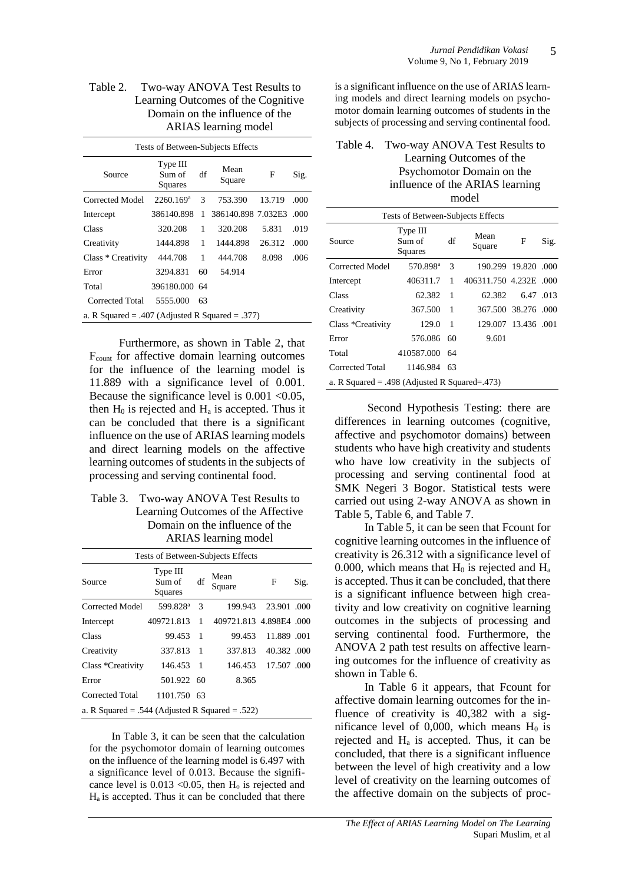Table 2. Two-way ANOVA Test Results to Learning Outcomes of the Cognitive Domain on the influence of the ARIAS learning model

| Tests of Between-Subjects Effects | | | | | |
|---|---|---|---|---|---|
| Source | Type III Sum of Squares | df | Mean Square | F | Sig. |
| Corrected Model | 2260.169[a] | 3 | 753.390 | 13.719 | .000 |
| Intercept | 386140.898 | 1 | 386140.898 | 7.032E3 | .000 |
| Class | 320.208 | 1 | 320.208 | 5.831 | .019 |
| Creativity | 1444.898 | 1 | 1444.898 | 26.312 | .000 |
| Class * Creativity | 444.708 | 1 | 444.708 | 8.098 | .006 |
| Error | 3294.831 | 60 | 54.914 | | |
| Total | 396180.000 | 64 | | | |
| Corrected Total | 5555.000 | 63 | | | |

a. R Squared = .407 (Adjusted R Squared = .377)

Furthermore, as shown in Table 2, that $F_{count}$ for affective domain learning outcomes for the influence of the learning model is 11.889 with a significance level of 0.001. Because the significance level is 0.001 <0.05, then $H_0$ is rejected and $H_a$ is accepted. Thus it can be concluded that there is a significant influence on the use of ARIAS learning models and direct learning models on the affective learning outcomes of students in the subjects of processing and serving continental food.

Table 3. Two-way ANOVA Test Results to Learning Outcomes of the Affective Domain on the influence of the ARIAS learning model

| Tests of Between-Subjects Effects | | | | | |
|---|---|---|---|---|---|
| Source | Type III Sum of Squares | df | Mean Square | F | Sig. |
| Corrected Model | 599.828[a] | 3 | 199.943 | 23.901 | .000 |
| Intercept | 409721.813 | 1 | 409721.813 | 4.898E4 | .000 |
| Class | 99.453 | 1 | 99.453 | 11.889 | .001 |
| Creativity | 337.813 | 1 | 337.813 | 40.382 | .000 |
| Class *Creativity | 146.453 | 1 | 146.453 | 17.507 | .000 |
| Error | 501.922 | 60 | 8.365 | | |
| Corrected Total | 1101.750 | 63 | | | |

a. R Squared = .544 (Adjusted R Squared = .522)

In Table 3, it can be seen that the calculation for the psychomotor domain of learning outcomes on the influence of the learning model is 6.497 with a significance level of 0.013. Because the significance level is 0.013 <0.05, then $H_o$ is rejected and $H_a$ is accepted. Thus it can be concluded that there is a significant influence on the use of ARIAS learning models and direct learning models on psychomotor domain learning outcomes of students in the subjects of processing and serving continental food.

Table 4. Two-way ANOVA Test Results to Learning Outcomes of the Psychomotor Domain on the influence of the ARIAS learning model

| Tests of Between-Subjects Effects | | | | | |
|---|---|---|---|---|---|
| Source | Type III Sum of Squares | df | Mean Square | F | Sig. |
| Corrected Model | 570.898[a] | 3 | 190.299 | 19.820 | .000 |
| Intercept | 406311.7 | 1 | 406311.750 | 4.232E | .000 |
| Class | 62.382 | 1 | 62.382 | 6.47 | .013 |
| Creativity | 367.500 | 1 | 367.500 | 38.276 | .000 |
| Class *Creativity | 129.0 | 1 | 129.007 | 13.436 | .001 |
| Error | 576.086 | 60 | 9.601 | | |
| Total | 410587.000 | 64 | | | |
| Corrected Total | 1146.984 | 63 | | | |

a. R Squared = .498 (Adjusted R Squared=.473)

Second Hypothesis Testing: there are differences in learning outcomes (cognitive, affective and psychomotor domains) between students who have high creativity and students who have low creativity in the subjects of processing and serving continental food at SMK Negeri 3 Bogor. Statistical tests were carried out using 2-way ANOVA as shown in Table 5, Table 6, and Table 7.

In Table 5, it can be seen that Fcount for cognitive learning outcomes in the influence of creativity is 26.312 with a significance level of 0.000, which means that $H_0$ is rejected and $H_a$ is accepted. Thus it can be concluded, that there is a significant influence between high creativity and low creativity on cognitive learning outcomes in the subjects of processing and serving continental food. Furthermore, the ANOVA 2 path test results on affective learning outcomes for the influence of creativity as shown in Table 6.

In Table 6 it appears, that Fcount for affective domain learning outcomes for the influence of creativity is 40,382 with a significance level of 0,000, which means $H_0$ is rejected and $H_a$ is accepted. Thus, it can be concluded, that there is a significant influence between the level of high creativity and a low level of creativity on the learning outcomes of the affective domain on the subjects of proc-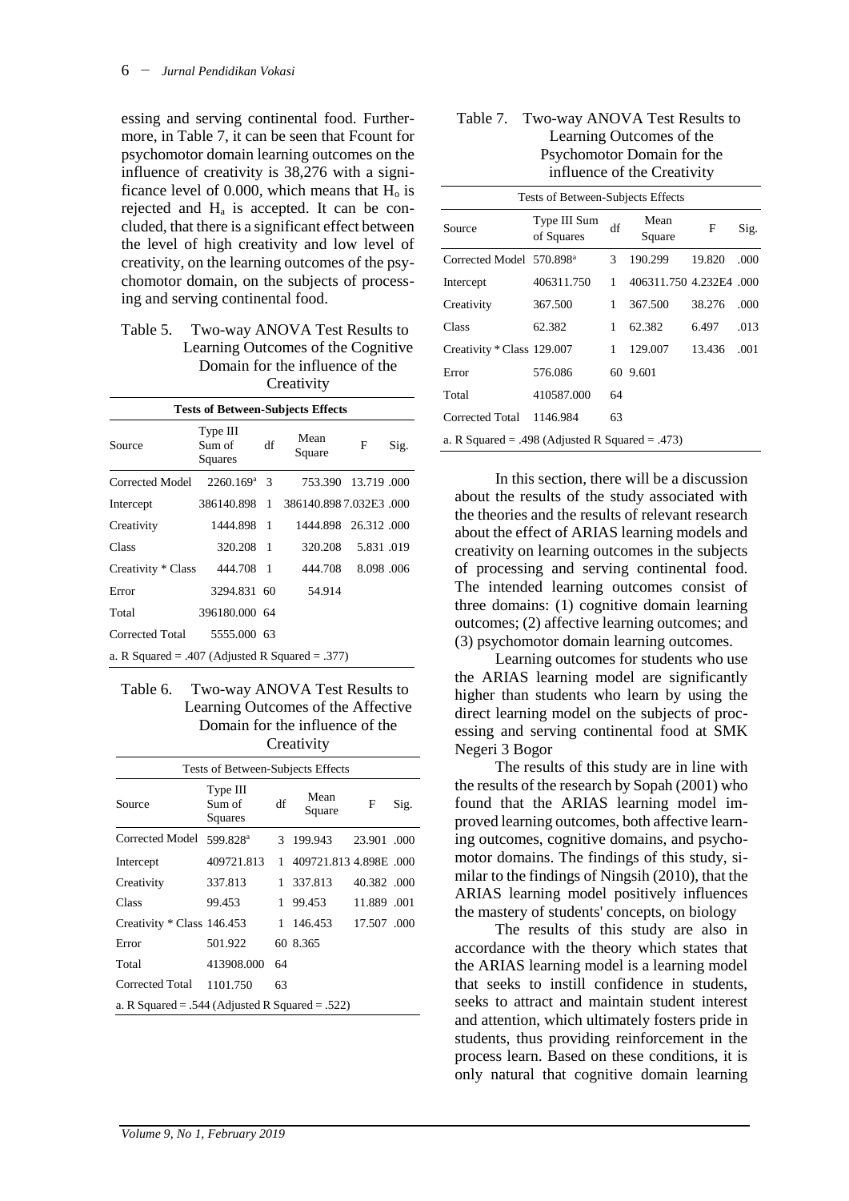essing and serving continental food. Furthermore, in Table 7, it can be seen that Fcount for psychomotor domain learning outcomes on the influence of creativity is 38,276 with a significance level of 0.000, which means that $H_o$ is rejected and $H_a$ is accepted. It can be concluded, that there is a significant effect between the level of high creativity and low level of creativity, on the learning outcomes of the psychomotor domain, on the subjects of processing and serving continental food.

Table 5. Two-way ANOVA Test Results to Learning Outcomes of the Cognitive Domain for the influence of the Creativity

| Tests of Between-Subjects Effects | | | | | |
|---|---|---|---|---|---|
| Source | Type III Sum of Squares | df | Mean Square | F | Sig. |
| Corrected Model | 2260.169[a] | 3 | 753.390 | 13.719 | .000 |
| Intercept | 386140.898 | 1 | 386140.898 | 7.032E3 | .000 |
| Creativity | 1444.898 | 1 | 1444.898 | 26.312 | .000 |
| Class | 320.208 | 1 | 320.208 | 5.831 | .019 |
| Creativity * Class | 444.708 | 1 | 444.708 | 8.098 | .006 |
| Error | 3294.831 | 60 | 54.914 | | |
| Total | 396180.000 | 64 | | | |
| Corrected Total | 5555.000 | 63 | | | |

a. R Squared = .407 (Adjusted R Squared = .377)

Table 6. Two-way ANOVA Test Results to Learning Outcomes of the Affective Domain for the influence of the Creativity

| Tests of Between-Subjects Effects | | | | | |
|---|---|---|---|---|---|
| Source | Type III Sum of Squares | df | Mean Square | F | Sig. |
| Corrected Model | 599.828[a] | 3 | 199.943 | 23.901 | .000 |
| Intercept | 409721.813 | 1 | 409721.813 | 4.898E | .000 |
| Creativity | 337.813 | 1 | 337.813 | 40.382 | .000 |
| Class | 99.453 | 1 | 99.453 | 11.889 | .001 |
| Creativity * Class | 146.453 | 1 | 146.453 | 17.507 | .000 |
| Error | 501.922 | 60 | 8.365 | | |
| Total | 413908.000 | 64 | | | |
| Corrected Total | 1101.750 | 63 | | | |

a. R Squared = .544 (Adjusted R Squared = .522)

Table 7. Two-way ANOVA Test Results to Learning Outcomes of the Psychomotor Domain for the influence of the Creativity

| Tests of Between-Subjects Effects | | | | | |
|---|---|---|---|---|---|
| Source | Type III Sum of Squares | df | Mean Square | F | Sig. |
| Corrected Model | 570.898[a] | 3 | 190.299 | 19.820 | .000 |
| Intercept | 406311.750 | 1 | 406311.750 | 4.232E4 | .000 |
| Creativity | 367.500 | 1 | 367.500 | 38.276 | .000 |
| Class | 62.382 | 1 | 62.382 | 6.497 | .013 |
| Creativity * Class | 129.007 | 1 | 129.007 | 13.436 | .001 |
| Error | 576.086 | 60 | 9.601 | | |
| Total | 410587.000 | 64 | | | |
| Corrected Total | 1146.984 | 63 | | | |

a. R Squared = .498 (Adjusted R Squared = .473)

In this section, there will be a discussion about the results of the study associated with the theories and the results of relevant research about the effect of ARIAS learning models and creativity on learning outcomes in the subjects of processing and serving continental food. The intended learning outcomes consist of three domains: (1) cognitive domain learning outcomes; (2) affective learning outcomes; and (3) psychomotor domain learning outcomes.

Learning outcomes for students who use the ARIAS learning model are significantly higher than students who learn by using the direct learning model on the subjects of processing and serving continental food at SMK Negeri 3 Bogor

The results of this study are in line with the results of the research by Sopah (2001) who found that the ARIAS learning model improved learning outcomes, both affective learning outcomes, cognitive domains, and psychomotor domains. The findings of this study, similar to the findings of Ningsih (2010), that the ARIAS learning model positively influences the mastery of students' concepts, on biology

The results of this study are also in accordance with the theory which states that the ARIAS learning model is a learning model that seeks to instill confidence in students, seeks to attract and maintain student interest and attention, which ultimately fosters pride in students, thus providing reinforcement in the process learn. Based on these conditions, it is only natural that cognitive domain learning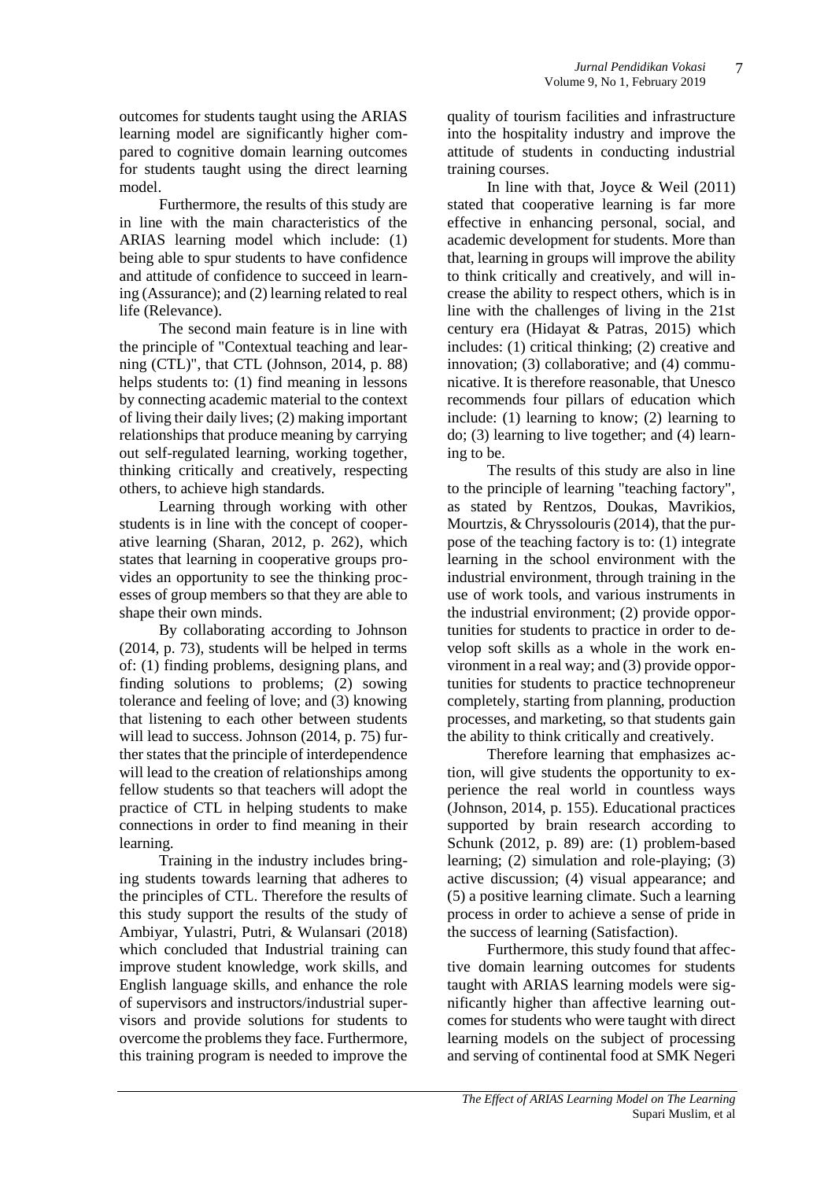outcomes for students taught using the ARIAS learning model are significantly higher compared to cognitive domain learning outcomes for students taught using the direct learning model.

Furthermore, the results of this study are in line with the main characteristics of the ARIAS learning model which include: (1) being able to spur students to have confidence and attitude of confidence to succeed in learning (Assurance); and (2) learning related to real life (Relevance).

The second main feature is in line with the principle of "Contextual teaching and learning (CTL)", that CTL (Johnson, 2014, p. 88) helps students to: (1) find meaning in lessons by connecting academic material to the context of living their daily lives; (2) making important relationships that produce meaning by carrying out self-regulated learning, working together, thinking critically and creatively, respecting others, to achieve high standards.

Learning through working with other students is in line with the concept of cooperative learning (Sharan, 2012, p. 262), which states that learning in cooperative groups provides an opportunity to see the thinking processes of group members so that they are able to shape their own minds.

By collaborating according to Johnson (2014, p. 73), students will be helped in terms of: (1) finding problems, designing plans, and finding solutions to problems; (2) sowing tolerance and feeling of love; and (3) knowing that listening to each other between students will lead to success. Johnson (2014, p. 75) further states that the principle of interdependence will lead to the creation of relationships among fellow students so that teachers will adopt the practice of CTL in helping students to make connections in order to find meaning in their learning.

Training in the industry includes bringing students towards learning that adheres to the principles of CTL. Therefore the results of this study support the results of the study of Ambiyar, Yulastri, Putri, & Wulansari (2018) which concluded that Industrial training can improve student knowledge, work skills, and English language skills, and enhance the role of supervisors and instructors/industrial supervisors and provide solutions for students to overcome the problems they face. Furthermore, this training program is needed to improve the quality of tourism facilities and infrastructure into the hospitality industry and improve the attitude of students in conducting industrial training courses.

In line with that, Joyce & Weil (2011) stated that cooperative learning is far more effective in enhancing personal, social, and academic development for students. More than that, learning in groups will improve the ability to think critically and creatively, and will increase the ability to respect others, which is in line with the challenges of living in the 21st century era (Hidayat & Patras, 2015) which includes: (1) critical thinking; (2) creative and innovation; (3) collaborative; and (4) communicative. It is therefore reasonable, that Unesco recommends four pillars of education which include: (1) learning to know; (2) learning to do; (3) learning to live together; and (4) learning to be.

The results of this study are also in line to the principle of learning "teaching factory", as stated by Rentzos, Doukas, Mavrikios, Mourtzis, & Chryssolouris (2014), that the purpose of the teaching factory is to: (1) integrate learning in the school environment with the industrial environment, through training in the use of work tools, and various instruments in the industrial environment; (2) provide opportunities for students to practice in order to develop soft skills as a whole in the work environment in a real way; and (3) provide opportunities for students to practice technopreneur completely, starting from planning, production processes, and marketing, so that students gain the ability to think critically and creatively.

Therefore learning that emphasizes action, will give students the opportunity to experience the real world in countless ways (Johnson, 2014, p. 155). Educational practices supported by brain research according to Schunk (2012, p. 89) are: (1) problem-based learning; (2) simulation and role-playing; (3) active discussion; (4) visual appearance; and (5) a positive learning climate. Such a learning process in order to achieve a sense of pride in the success of learning (Satisfaction).

Furthermore, this study found that affective domain learning outcomes for students taught with ARIAS learning models were significantly higher than affective learning outcomes for students who were taught with direct learning models on the subject of processing and serving of continental food at SMK Negeri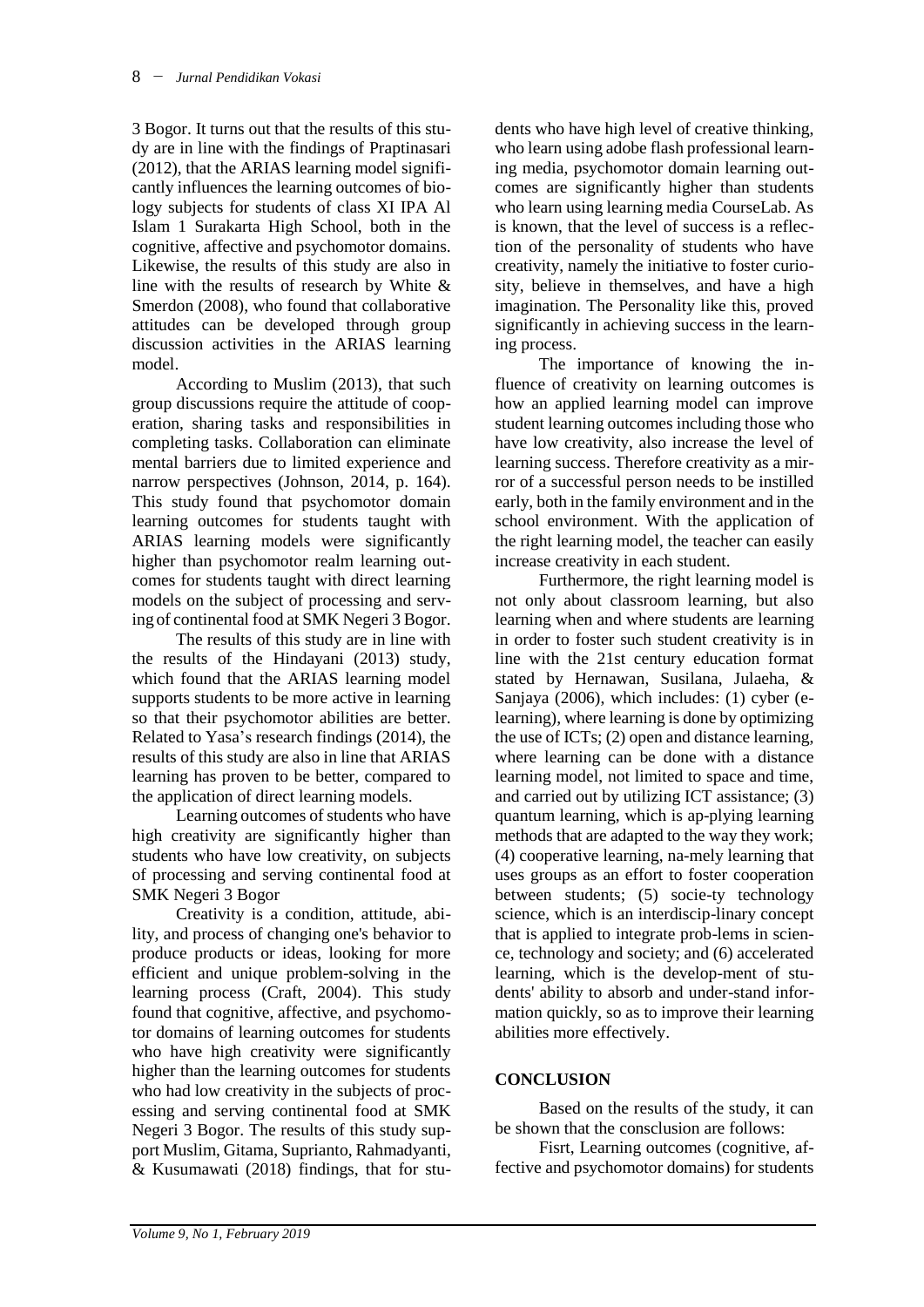3 Bogor. It turns out that the results of this study are in line with the findings of Praptinasari (2012), that the ARIAS learning model significantly influences the learning outcomes of biology subjects for students of class XI IPA Al Islam 1 Surakarta High School, both in the cognitive, affective and psychomotor domains. Likewise, the results of this study are also in line with the results of research by White & Smerdon (2008), who found that collaborative attitudes can be developed through group discussion activities in the ARIAS learning model.

According to Muslim (2013), that such group discussions require the attitude of cooperation, sharing tasks and responsibilities in completing tasks. Collaboration can eliminate mental barriers due to limited experience and narrow perspectives (Johnson, 2014, p. 164). This study found that psychomotor domain learning outcomes for students taught with ARIAS learning models were significantly higher than psychomotor realm learning outcomes for students taught with direct learning models on the subject of processing and serving of continental food at SMK Negeri 3 Bogor.

The results of this study are in line with the results of the Hindayani (2013) study, which found that the ARIAS learning model supports students to be more active in learning so that their psychomotor abilities are better. Related to Yasa's research findings (2014), the results of this study are also in line that ARIAS learning has proven to be better, compared to the application of direct learning models.

Learning outcomes of students who have high creativity are significantly higher than students who have low creativity, on subjects of processing and serving continental food at SMK Negeri 3 Bogor

Creativity is a condition, attitude, ability, and process of changing one's behavior to produce products or ideas, looking for more efficient and unique problem-solving in the learning process (Craft, 2004). This study found that cognitive, affective, and psychomotor domains of learning outcomes for students who have high creativity were significantly higher than the learning outcomes for students who had low creativity in the subjects of processing and serving continental food at SMK Negeri 3 Bogor. The results of this study support Muslim, Gitama, Suprianto, Rahmadyanti, & Kusumawati (2018) findings, that for students who have high level of creative thinking, who learn using adobe flash professional learning media, psychomotor domain learning outcomes are significantly higher than students who learn using learning media CourseLab. As is known, that the level of success is a reflection of the personality of students who have creativity, namely the initiative to foster curiosity, believe in themselves, and have a high imagination. The Personality like this, proved significantly in achieving success in the learning process.

The importance of knowing the influence of creativity on learning outcomes is how an applied learning model can improve student learning outcomes including those who have low creativity, also increase the level of learning success. Therefore creativity as a mirror of a successful person needs to be instilled early, both in the family environment and in the school environment. With the application of the right learning model, the teacher can easily increase creativity in each student.

Furthermore, the right learning model is not only about classroom learning, but also learning when and where students are learning in order to foster such student creativity is in line with the 21st century education format stated by Hernawan, Susilana, Julaeha, & Sanjaya (2006), which includes: (1) cyber (e-learning), where learning is done by optimizing the use of ICTs; (2) open and distance learning, where learning can be done with a distance learning model, not limited to space and time, and carried out by utilizing ICT assistance; (3) quantum learning, which is ap-plying learning methods that are adapted to the way they work; (4) cooperative learning, na-mely learning that uses groups as an effort to foster cooperation between students; (5) socie-ty technology science, which is an interdiscip-linary concept that is applied to integrate prob-lems in science, technology and society; and (6) accelerated learning, which is the develop-ment of students' ability to absorb and under-stand information quickly, so as to improve their learning abilities more effectively.

## CONCLUSION

Based on the results of the study, it can be shown that the consclusion are follows:

Fisrt, Learning outcomes (cognitive, affective and psychomotor domains) for students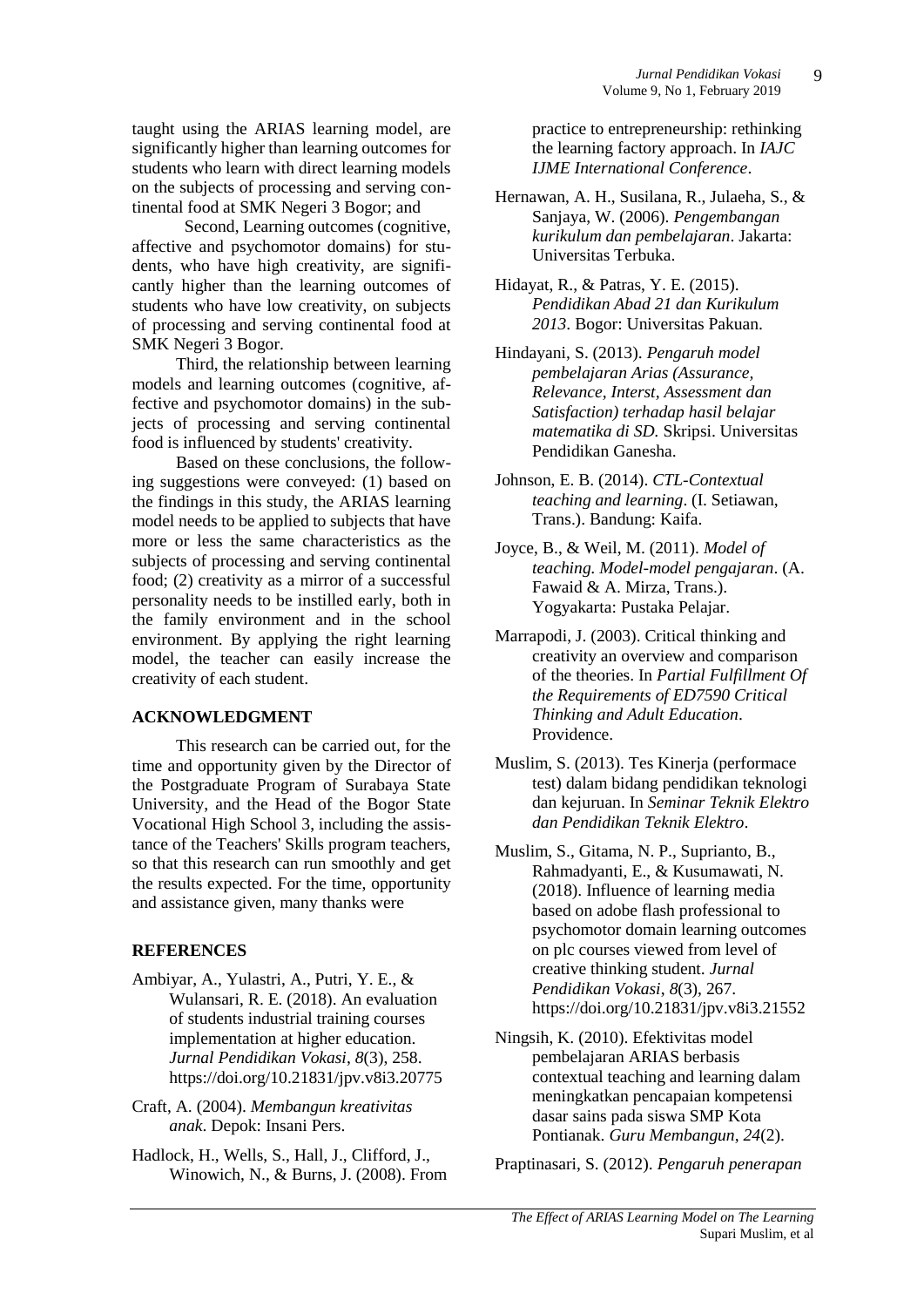taught using the ARIAS learning model, are significantly higher than learning outcomes for students who learn with direct learning models on the subjects of processing and serving continental food at SMK Negeri 3 Bogor; and

Second, Learning outcomes (cognitive, affective and psychomotor domains) for students, who have high creativity, are significantly higher than the learning outcomes of students who have low creativity, on subjects of processing and serving continental food at SMK Negeri 3 Bogor.

Third, the relationship between learning models and learning outcomes (cognitive, affective and psychomotor domains) in the subjects of processing and serving continental food is influenced by students' creativity.

Based on these conclusions, the following suggestions were conveyed: (1) based on the findings in this study, the ARIAS learning model needs to be applied to subjects that have more or less the same characteristics as the subjects of processing and serving continental food; (2) creativity as a mirror of a successful personality needs to be instilled early, both in the family environment and in the school environment. By applying the right learning model, the teacher can easily increase the creativity of each student.

## ACKNOWLEDGMENT

This research can be carried out, for the time and opportunity given by the Director of the Postgraduate Program of Surabaya State University, and the Head of the Bogor State Vocational High School 3, including the assistance of the Teachers' Skills program teachers, so that this research can run smoothly and get the results expected. For the time, opportunity and assistance given, many thanks were

## REFERENCES

Ambiyar, A., Yulastri, A., Putri, Y. E., & Wulansari, R. E. (2018). An evaluation of students industrial training courses implementation at higher education. *Jurnal Pendidikan Vokasi*, *8*(3), 258. https://doi.org/10.21831/jpv.v8i3.20775

Craft, A. (2004). *Membangun kreativitas anak*. Depok: Insani Pers.

Hadlock, H., Wells, S., Hall, J., Clifford, J., Winowich, N., & Burns, J. (2008). From practice to entrepreneurship: rethinking the learning factory approach. In *IAJC IJME International Conference*.

Hernawan, A. H., Susilana, R., Julaeha, S., & Sanjaya, W. (2006). *Pengembangan kurikulum dan pembelajaran*. Jakarta: Universitas Terbuka.

Hidayat, R., & Patras, Y. E. (2015). *Pendidikan Abad 21 dan Kurikulum 2013*. Bogor: Universitas Pakuan.

Hindayani, S. (2013). *Pengaruh model pembelajaran Arias (Assurance, Relevance, Interst, Assessment dan Satisfaction) terhadap hasil belajar matematika di SD*. Skripsi. Universitas Pendidikan Ganesha.

Johnson, E. B. (2014). *CTL-Contextual teaching and learning*. (I. Setiawan, Trans.). Bandung: Kaifa.

Joyce, B., & Weil, M. (2011). *Model of teaching. Model-model pengajaran*. (A. Fawaid & A. Mirza, Trans.). Yogyakarta: Pustaka Pelajar.

Marrapodi, J. (2003). Critical thinking and creativity an overview and comparison of the theories. In *Partial Fulfillment Of the Requirements of ED7590 Critical Thinking and Adult Education*. Providence.

Muslim, S. (2013). Tes Kinerja (performace test) dalam bidang pendidikan teknologi dan kejuruan. In *Seminar Teknik Elektro dan Pendidikan Teknik Elektro*.

Muslim, S., Gitama, N. P., Suprianto, B., Rahmadyanti, E., & Kusumawati, N. (2018). Influence of learning media based on adobe flash professional to psychomotor domain learning outcomes on plc courses viewed from level of creative thinking student. *Jurnal Pendidikan Vokasi*, *8*(3), 267. https://doi.org/10.21831/jpv.v8i3.21552

Ningsih, K. (2010). Efektivitas model pembelajaran ARIAS berbasis contextual teaching and learning dalam meningkatkan pencapaian kompetensi dasar sains pada siswa SMP Kota Pontianak. *Guru Membangun*, *24*(2).

Praptinasari, S. (2012). *Pengaruh penerapan*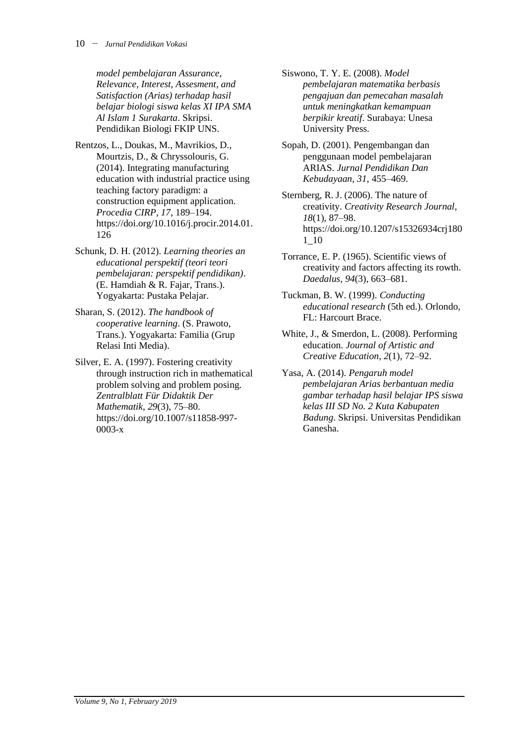*model pembelajaran Assurance, Relevance, Interest, Assesment, and Satisfaction (Arias) terhadap hasil belajar biologi siswa kelas XI IPA SMA Al Islam 1 Surakarta*. Skripsi. Pendidikan Biologi FKIP UNS.

Rentzos, L., Doukas, M., Mavrikios, D., Mourtzis, D., & Chryssolouris, G. (2014). Integrating manufacturing education with industrial practice using teaching factory paradigm: a construction equipment application. *Procedia CIRP*, *17*, 189–194. https://doi.org/10.1016/j.procir.2014.01.126

Schunk, D. H. (2012). *Learning theories an educational perspektif (teori teori pembelajaran: perspektif pendidikan)*. (E. Hamdiah & R. Fajar, Trans.). Yogyakarta: Pustaka Pelajar.

Sharan, S. (2012). *The handbook of cooperative learning*. (S. Prawoto, Trans.). Yogyakarta: Familia (Grup Relasi Inti Media).

Silver, E. A. (1997). Fostering creativity through instruction rich in mathematical problem solving and problem posing. *Zentralblatt Für Didaktik Der Mathematik*, *29*(3), 75–80. https://doi.org/10.1007/s11858-997-0003-x

Siswono, T. Y. E. (2008). *Model pembelajaran matematika berbasis pengajuan dan pemecahan masalah untuk meningkatkan kemampuan berpikir kreatif*. Surabaya: Unesa University Press.

Sopah, D. (2001). Pengembangan dan penggunaan model pembelajaran ARIAS. *Jurnal Pendidikan Dan Kebudayaan*, *31*, 455–469.

Sternberg, R. J. (2006). The nature of creativity. *Creativity Research Journal*, *18*(1), 87–98. https://doi.org/10.1207/s15326934crj1801_10

Torrance, E. P. (1965). Scientific views of creativity and factors affecting its rowth. *Daedalus*, *94*(3), 663–681.

Tuckman, B. W. (1999). *Conducting educational research* (5th ed.). Orlondo, FL: Harcourt Brace.

White, J., & Smerdon, L. (2008). Performing education. *Journal of Artistic and Creative Education*, *2*(1), 72–92.

Yasa, A. (2014). *Pengaruh model pembelajaran Arias berbantuan media gambar terhadap hasil belajar IPS siswa kelas III SD No. 2 Kuta Kabupaten Badung*. Skripsi. Universitas Pendidikan Ganesha.